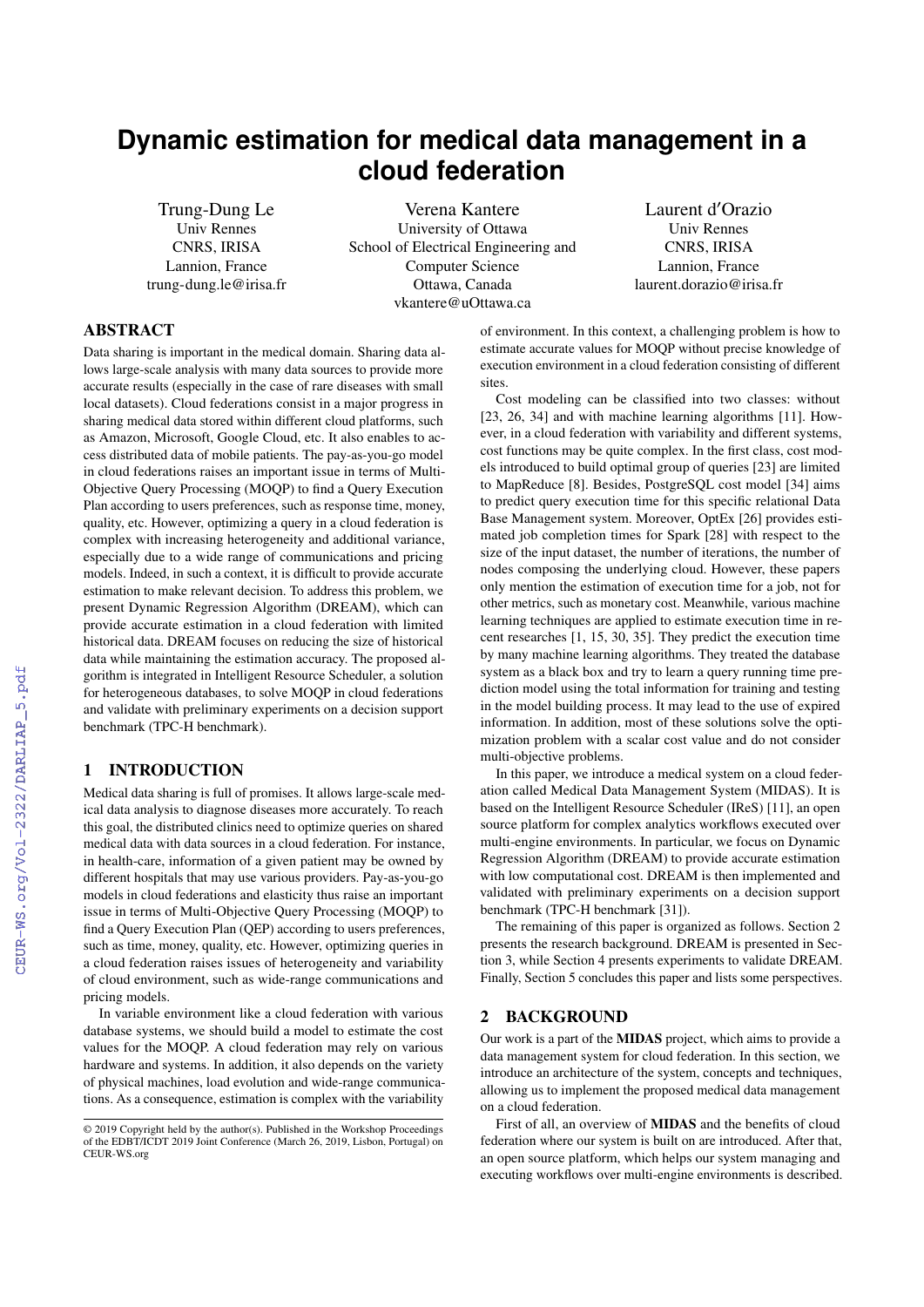# Dynamic estimation for medical data management in a cloud federation

Trung-Dung Le
Univ Rennes
CNRS, IRISA
Lannion, France
trung-dung.le@irisa.fr

Verena Kantere
University of Ottawa
School of Electrical Engineering and Computer Science
Ottawa, Canada
vkantere@uOttawa.ca

Laurent d'Orazio
Univ Rennes
CNRS, IRISA
Lannion, France
laurent.dorazio@irisa.fr

## ABSTRACT

Data sharing is important in the medical domain. Sharing data allows large-scale analysis with many data sources to provide more accurate results (especially in the case of rare diseases with small local datasets). Cloud federations consist in a major progress in sharing medical data stored within different cloud platforms, such as Amazon, Microsoft, Google Cloud, etc. It also enables to access distributed data of mobile patients. The pay-as-you-go model in cloud federations raises an important issue in terms of Multi-Objective Query Processing (MOQP) to find a Query Execution Plan according to users preferences, such as response time, money, quality, etc. However, optimizing a query in a cloud federation is complex with increasing heterogeneity and additional variance, especially due to a wide range of communications and pricing models. Indeed, in such a context, it is difficult to provide accurate estimation to make relevant decision. To address this problem, we present Dynamic Regression Algorithm (DREAM), which can provide accurate estimation in a cloud federation with limited historical data. DREAM focuses on reducing the size of historical data while maintaining the estimation accuracy. The proposed algorithm is integrated in Intelligent Resource Scheduler, a solution for heterogeneous databases, to solve MOQP in cloud federations and validate with preliminary experiments on a decision support benchmark (TPC-H benchmark).

## 1 INTRODUCTION

Medical data sharing is full of promises. It allows large-scale medical data analysis to diagnose diseases more accurately. To reach this goal, the distributed clinics need to optimize queries on shared medical data with data sources in a cloud federation. For instance, in health-care, information of a given patient may be owned by different hospitals that may use various providers. Pay-as-you-go models in cloud federations and elasticity thus raise an important issue in terms of Multi-Objective Query Processing (MOQP) to find a Query Execution Plan (QEP) according to users preferences, such as time, money, quality, etc. However, optimizing queries in a cloud federation raises issues of heterogeneity and variability of cloud environment, such as wide-range communications and pricing models.

In variable environment like a cloud federation with various database systems, we should build a model to estimate the cost values for the MOQP. A cloud federation may rely on various hardware and systems. In addition, it also depends on the variety of physical machines, load evolution and wide-range communications. As a consequence, estimation is complex with the variability of environment. In this context, a challenging problem is how to estimate accurate values for MOQP without precise knowledge of execution environment in a cloud federation consisting of different sites.

Cost modeling can be classified into two classes: without [23, 26, 34] and with machine learning algorithms [11]. However, in a cloud federation with variability and different systems, cost functions may be quite complex. In the first class, cost models introduced to build optimal group of queries [23] are limited to MapReduce [8]. Besides, PostgreSQL cost model [34] aims to predict query execution time for this specific relational Data Base Management system. Moreover, OptEx [26] provides estimated job completion times for Spark [28] with respect to the size of the input dataset, the number of iterations, the number of nodes composing the underlying cloud. However, these papers only mention the estimation of execution time for a job, not for other metrics, such as monetary cost. Meanwhile, various machine learning techniques are applied to estimate execution time in recent researches [1, 15, 30, 35]. They predict the execution time by many machine learning algorithms. They treated the database system as a black box and try to learn a query running time prediction model using the total information for training and testing in the model building process. It may lead to the use of expired information. In addition, most of these solutions solve the optimization problem with a scalar cost value and do not consider multi-objective problems.

In this paper, we introduce a medical system on a cloud federation called Medical Data Management System (MIDAS). It is based on the Intelligent Resource Scheduler (IReS) [11], an open source platform for complex analytics workflows executed over multi-engine environments. In particular, we focus on Dynamic Regression Algorithm (DREAM) to provide accurate estimation with low computational cost. DREAM is then implemented and validated with preliminary experiments on a decision support benchmark (TPC-H benchmark [31]).

The remaining of this paper is organized as follows. Section 2 presents the research background. DREAM is presented in Section 3, while Section 4 presents experiments to validate DREAM. Finally, Section 5 concludes this paper and lists some perspectives.

## 2 BACKGROUND

Our work is a part of the **MIDAS** project, which aims to provide a data management system for cloud federation. In this section, we introduce an architecture of the system, concepts and techniques, allowing us to implement the proposed medical data management on a cloud federation.

First of all, an overview of **MIDAS** and the benefits of cloud federation where our system is built on are introduced. After that, an open source platform, which helps our system managing and executing workflows over multi-engine environments is described.

© 2019 Copyright held by the author(s). Published in the Workshop Proceedings of the EDBT/ICDT 2019 Joint Conference (March 26, 2019, Lisbon, Portugal) on CEUR-WS.org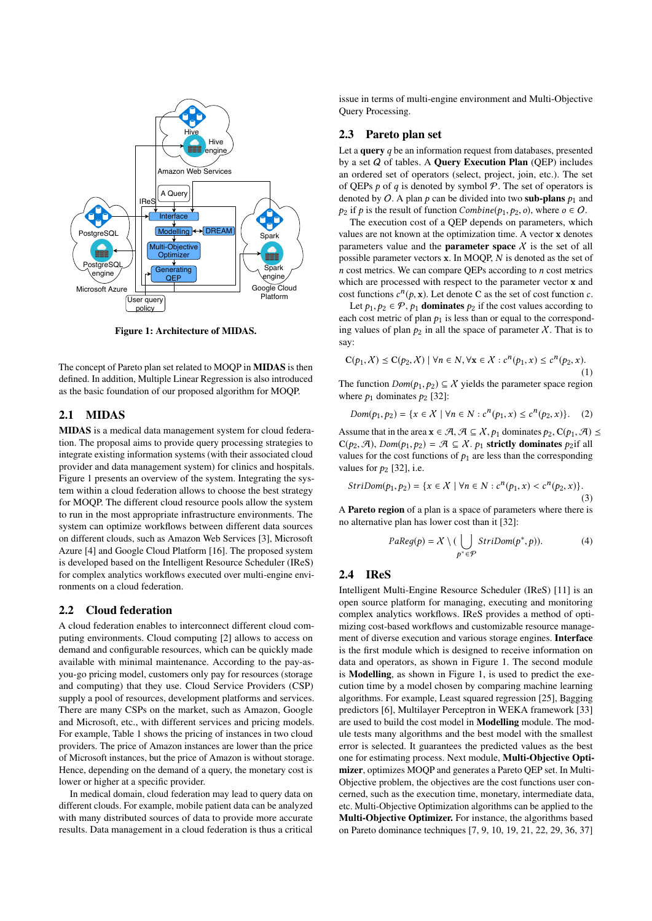Figure 1: Architecture of MIDAS.

The concept of Pareto plan set related to MOQP in **MIDAS** is then defined. In addition, Multiple Linear Regression is also introduced as the basic foundation of our proposed algorithm for MOQP.

## 2.1 MIDAS

**MIDAS** is a medical data management system for cloud federation. The proposal aims to provide query processing strategies to integrate existing information systems (with their associated cloud provider and data management system) for clinics and hospitals. Figure 1 presents an overview of the system. Integrating the system within a cloud federation allows to choose the best strategy for MOQP. The different cloud resource pools allow the system to run in the most appropriate infrastructure environments. The system can optimize workflows between different data sources on different clouds, such as Amazon Web Services [3], Microsoft Azure [4] and Google Cloud Platform [16]. The proposed system is developed based on the Intelligent Resource Scheduler (IReS) for complex analytics workflows executed over multi-engine environments on a cloud federation.

## 2.2 Cloud federation

A cloud federation enables to interconnect different cloud computing environments. Cloud computing [2] allows to access on demand and configurable resources, which can be quickly made available with minimal maintenance. According to the pay-as-you-go pricing model, customers only pay for resources (storage and computing) that they use. Cloud Service Providers (CSP) supply a pool of resources, development platforms and services. There are many CSPs on the market, such as Amazon, Google and Microsoft, etc., with different services and pricing models. For example, Table 1 shows the pricing of instances in two cloud providers. The price of Amazon instances are lower than the price of Microsoft instances, but the price of Amazon is without storage. Hence, depending on the demand of a query, the monetary cost is lower or higher at a specific provider.

In medical domain, cloud federation may lead to query data on different clouds. For example, mobile patient data can be analyzed with many distributed sources of data to provide more accurate results. Data management in a cloud federation is thus a critical issue in terms of multi-engine environment and Multi-Objective Query Processing.

## 2.3 Pareto plan set

Let a **query** $q$ be an information request from databases, presented by a set $Q$ of tables. A **Query Execution Plan** (QEP) includes an ordered set of operators (select, project, join, etc.). The set of QEPs $p$ of $q$ is denoted by symbol $\mathcal{P}$. The set of operators is denoted by $O$. A plan $p$ can be divided into two **sub-plans** $p_1$ and $p_2$ if $p$ is the result of function $Combine(p_1, p_2, o)$, where $o \in O$.

The execution cost of a QEP depends on parameters, which values are not known at the optimization time. A vector $\mathbf{x}$ denotes parameters value and the **parameter space** $\mathcal{X}$ is the set of all possible parameter vectors $\mathbf{x}$. In MOQP, $N$ is denoted as the set of $n$ cost metrics. We can compare QEPs according to $n$ cost metrics which are processed with respect to the parameter vector $\mathbf{x}$ and cost functions $c^n(p, \mathbf{x})$. Let denote C as the set of cost function $c$.

Let $p_1, p_2 \in \mathcal{P}$, $p_1$ **dominates** $p_2$ if the cost values according to each cost metric of plan $p_1$ is less than or equal to the corresponding values of plan $p_2$ in all the space of parameter $\mathcal{X}$. That is to say:

$$C(p_1, \mathcal{X}) \leq C(p_2, \mathcal{X}) \mid \forall n \in N, \forall \mathbf{x} \in \mathcal{X} : c^n(p_1, x) \leq c^n(p_2, x). \tag{1}$$

The function $Dom(p_1, p_2) \subseteq \mathcal{X}$ yields the parameter space region where $p_1$ dominates $p_2$ [32]:

$$Dom(p_1, p_2) = \{x \in \mathcal{X} \mid \forall n \in N : c^n(p_1, x) \leq c^n(p_2, x)\}. \tag{2}$$

Assume that in the area $\mathbf{x} \in \mathcal{A}$, $\mathcal{A} \subseteq \mathcal{X}$, $p_1$ dominates $p_2$, $C(p_1, \mathcal{A}) \leq C(p_2, \mathcal{A})$, $Dom(p_1, p_2) = \mathcal{A} \subseteq \mathcal{X}$. $p_1$ **strictly dominates** $p_2$if all values for the cost functions of $p_1$ are less than the corresponding values for $p_2$ [32], i.e.

$$StriDom(p_1, p_2) = \{x \in \mathcal{X} \mid \forall n \in N : c^n(p_1, x) < c^n(p_2, x)\}. \tag{3}$$

A **Pareto region** of a plan is a space of parameters where there is no alternative plan has lower cost than it [32]:

$$PaReg(p) = \mathcal{X} \setminus (\bigcup_{p^* \in \mathcal{P}} StriDom(p^*, p)). \tag{4}$$

## 2.4 IReS

Intelligent Multi-Engine Resource Scheduler (IReS) [11] is an open source platform for managing, executing and monitoring complex analytics workflows. IReS provides a method of optimizing cost-based workflows and customizable resource management of diverse execution and various storage engines. **Interface** is the first module which is designed to receive information on data and operators, as shown in Figure 1. The second module is **Modelling**, as shown in Figure 1, is used to predict the execution time by a model chosen by comparing machine learning algorithms. For example, Least squared regression [25], Bagging predictors [6], Multilayer Perceptron in WEKA framework [33] are used to build the cost model in **Modelling** module. The module tests many algorithms and the best model with the smallest error is selected. It guarantees the predicted values as the best one for estimating process. Next module, **Multi-Objective Optimizer**, optimizes MOQP and generates a Pareto QEP set. In Multi-Objective problem, the objectives are the cost functions user concerned, such as the execution time, monetary, intermediate data, etc. Multi-Objective Optimization algorithms can be applied to the **Multi-Objective Optimizer.** For instance, the algorithms based on Pareto dominance techniques [7, 9, 10, 19, 21, 22, 29, 36, 37]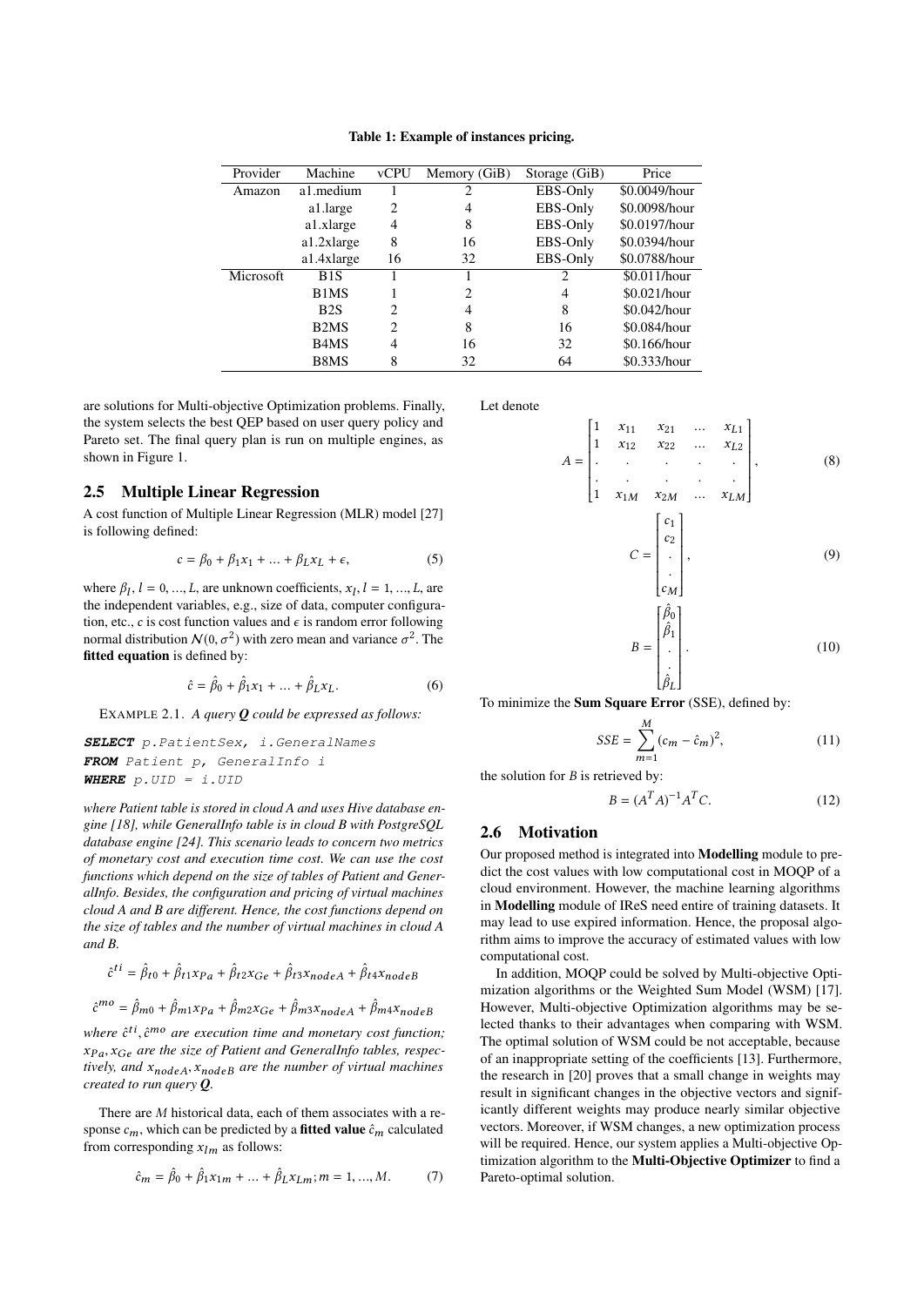**Table 1: Example of instances pricing.**

| Provider | Machine | vCPU | Memory (GiB) | Storage (GiB) | Price |
|---|---|---|---|---|---|
| Amazon | a1.medium | 1 | 2 | EBS-Only | \$0.0049/hour |
| | a1.large | 2 | 4 | EBS-Only | \$0.0098/hour |
| | a1.xlarge | 4 | 8 | EBS-Only | \$0.0197/hour |
| | a1.2xlarge | 8 | 16 | EBS-Only | \$0.0394/hour |
| | a1.4xlarge | 16 | 32 | EBS-Only | \$0.0788/hour |
| Microsoft | B1S | 1 | 1 | 2 | \$0.011/hour |
| | B1MS | 1 | 2 | 4 | \$0.021/hour |
| | B2S | 2 | 4 | 8 | \$0.042/hour |
| | B2MS | 2 | 8 | 16 | \$0.084/hour |
| | B4MS | 4 | 16 | 32 | \$0.166/hour |
| | B8MS | 8 | 32 | 64 | \$0.333/hour |

are solutions for Multi-objective Optimization problems. Finally, the system selects the best QEP based on user query policy and Pareto set. The final query plan is run on multiple engines, as shown in Figure 1.

## 2.5 Multiple Linear Regression

A cost function of Multiple Linear Regression (MLR) model [27] is following defined:

$$c = \beta_0 + \beta_1 x_1 + ... + \beta_L x_L + \epsilon, \tag{5}$$

where $\beta_l, l = 0, ..., L$, are unknown coefficients, $x_l, l = 1, ..., L$, are the independent variables, e.g., size of data, computer configuration, etc., $c$ is cost function values and $\epsilon$ is random error following normal distribution $\mathcal{N}(0, \sigma^2)$ with zero mean and variance $\sigma^2$. The **fitted equation** is defined by:

$$\hat{c} = \hat{\beta}_0 + \hat{\beta}_1 x_1 + ... + \hat{\beta}_L x_L. \tag{6}$$

EXAMPLE 2.1. *A query **Q** could be expressed as follows:*

```
SELECT p.PatientSex, i.GeneralNames
FROM Patient p, GeneralInfo i
WHERE p.UID = i.UID
```

*where Patient table is stored in cloud A and uses Hive database engine [18], while GeneralInfo table is in cloud B with PostgreSQL database engine [24]. This scenario leads to concern two metrics of monetary cost and execution time cost. We can use the cost functions which depend on the size of tables of Patient and GeneralInfo. Besides, the configuration and pricing of virtual machines cloud A and B are different. Hence, the cost functions depend on the size of tables and the number of virtual machines in cloud A and B.*

$$\hat{c}^{ti} = \hat{\beta}_{t0} + \hat{\beta}_{t1} x_{Pa} + \hat{\beta}_{t2} x_{Ge} + \hat{\beta}_{t3} x_{nodeA} + \hat{\beta}_{t4} x_{nodeB}$$

$$\hat{c}^{mo} = \hat{\beta}_{m0} + \hat{\beta}_{m1} x_{Pa} + \hat{\beta}_{m2} x_{Ge} + \hat{\beta}_{m3} x_{nodeA} + \hat{\beta}_{m4} x_{nodeB}$$

*where $\hat{c}^{ti}, \hat{c}^{mo}$ are execution time and monetary cost function; $x_{Pa}, x_{Ge}$ are the size of Patient and GeneralInfo tables, respectively, and $x_{nodeA}, x_{nodeB}$ are the number of virtual machines created to run query **Q**.*

There are $M$ historical data, each of them associates with a response $c_m$, which can be predicted by a **fitted value** $\hat{c}_m$ calculated from corresponding $x_{lm}$ as follows:

$$\hat{c}_m = \hat{\beta}_0 + \hat{\beta}_1 x_{1m} + ... + \hat{\beta}_L x_{Lm}; m = 1, ..., M. \tag{7}$$

Let denote

$$A = \begin{bmatrix} 1 & x_{11} & x_{21} & ... & x_{L1} \\ 1 & x_{12} & x_{22} & ... & x_{L2} \\ . & . & . & . & . \\ . & . & . & . & . \\ 1 & x_{1M} & x_{2M} & ... & x_{LM} \end{bmatrix}, \tag{8}$$

$$C = \begin{bmatrix} c_1 \\ c_2 \\ . \\ . \\ c_M \end{bmatrix}, \tag{9}$$

$$B = \begin{bmatrix} \hat{\beta}_0 \\ \hat{\beta}_1 \\ . \\ . \\ \hat{\beta}_L \end{bmatrix}. \tag{10}$$

To minimize the **Sum Square Error** (SSE), defined by:

$$SSE = \sum_{m=1}^{M} (c_m - \hat{c}_m)^2, \tag{11}$$

the solution for $B$ is retrieved by:

$$B = (A^T A)^{-1} A^T C. \tag{12}$$

## 2.6 Motivation

Our proposed method is integrated into **Modelling** module to predict the cost values with low computational cost in MOQP of a cloud environment. However, the machine learning algorithms in **Modelling** module of IReS need entire of training datasets. It may lead to use expired information. Hence, the proposal algorithm aims to improve the accuracy of estimated values with low computational cost.

In addition, MOQP could be solved by Multi-objective Optimization algorithms or the Weighted Sum Model (WSM) [17]. However, Multi-objective Optimization algorithms may be selected thanks to their advantages when comparing with WSM. The optimal solution of WSM could be not acceptable, because of an inappropriate setting of the coefficients [13]. Furthermore, the research in [20] proves that a small change in weights may result in significant changes in the objective vectors and significantly different weights may produce nearly similar objective vectors. Moreover, if WSM changes, a new optimization process will be required. Hence, our system applies a Multi-objective Optimization algorithm to the **Multi-Objective Optimizer** to find a Pareto-optimal solution.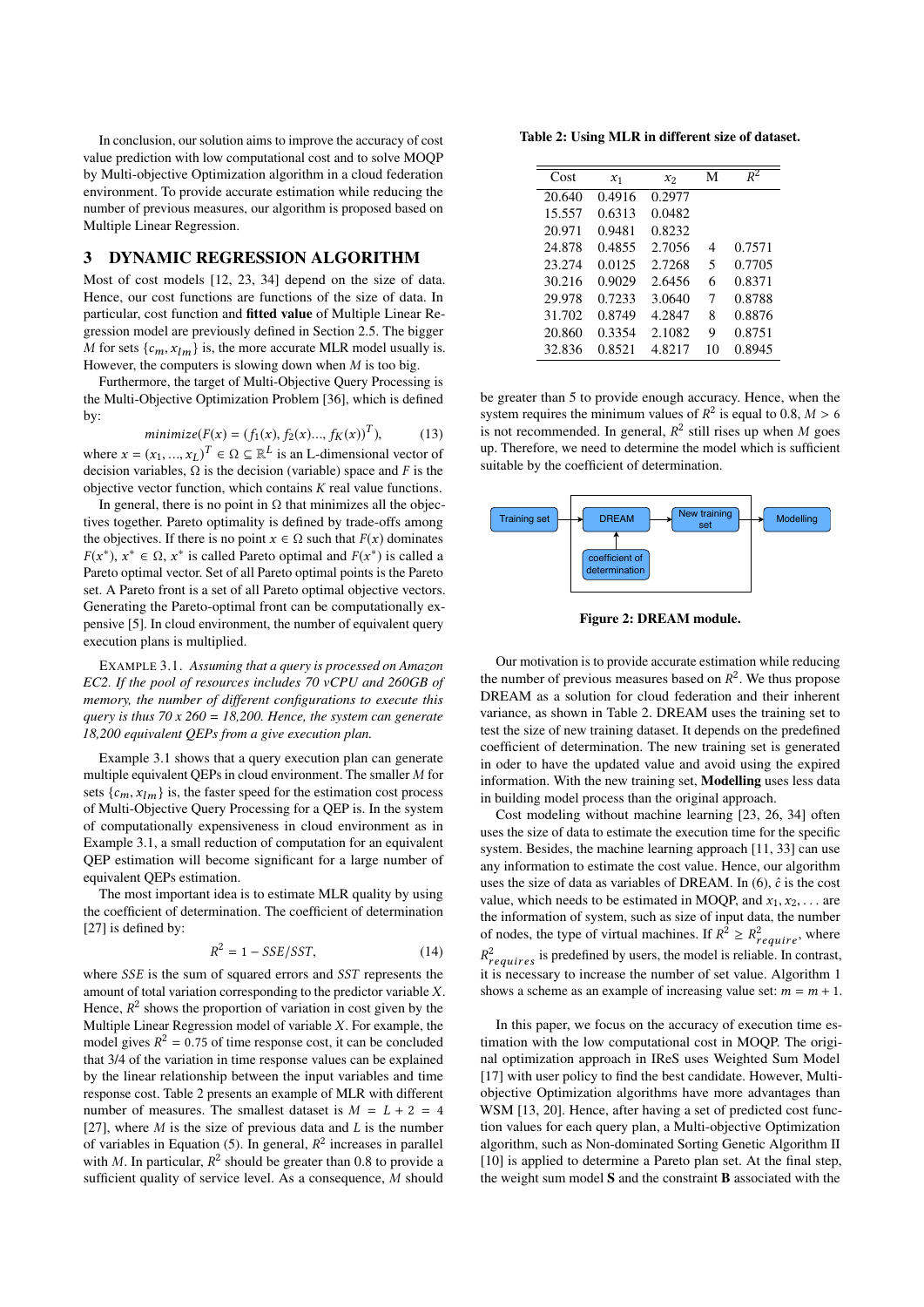In conclusion, our solution aims to improve the accuracy of cost value prediction with low computational cost and to solve MOQP by Multi-objective Optimization algorithm in a cloud federation environment. To provide accurate estimation while reducing the number of previous measures, our algorithm is proposed based on Multiple Linear Regression.

## 3 DYNAMIC REGRESSION ALGORITHM

Most of cost models [12, 23, 34] depend on the size of data. Hence, our cost functions are functions of the size of data. In particular, cost function and **fitted value** of Multiple Linear Regression model are previously defined in Section 2.5. The bigger $M$ for sets $\{c_m, x_{lm}\}$ is, the more accurate MLR model usually is. However, the computers is slowing down when $M$ is too big.

Furthermore, the target of Multi-Objective Query Processing is the Multi-Objective Optimization Problem [36], which is defined by:

$$minimize(F(x) = (f_1(x), f_2(x)..., f_K(x))^T), \tag{13}$$

where $x = (x_1, ..., x_L)^T \in \Omega \subseteq \mathbb{R}^L$ is an L-dimensional vector of decision variables, $\Omega$ is the decision (variable) space and $F$ is the objective vector function, which contains $K$ real value functions.

In general, there is no point in $\Omega$ that minimizes all the objectives together. Pareto optimality is defined by trade-offs among the objectives. If there is no point $x \in \Omega$ such that $F(x)$ dominates $F(x^*)$, $x^* \in \Omega$, $x^*$ is called Pareto optimal and $F(x^*)$ is called a Pareto optimal vector. Set of all Pareto optimal points is the Pareto set. A Pareto front is a set of all Pareto optimal objective vectors. Generating the Pareto-optimal front can be computationally expensive [5]. In cloud environment, the number of equivalent query execution plans is multiplied.

Example 3.1. *Assuming that a query is processed on Amazon EC2. If the pool of resources includes 70 vCPU and 260GB of memory, the number of different configurations to execute this query is thus 70 x 260 = 18,200. Hence, the system can generate 18,200 equivalent QEPs from a give execution plan.*

Example 3.1 shows that a query execution plan can generate multiple equivalent QEPs in cloud environment. The smaller $M$ for sets $\{c_m, x_{lm}\}$ is, the faster speed for the estimation cost process of Multi-Objective Query Processing for a QEP is. In the system of computationally expensiveness in cloud environment as in Example 3.1, a small reduction of computation for an equivalent QEP estimation will become significant for a large number of equivalent QEPs estimation.

The most important idea is to estimate MLR quality by using the coefficient of determination. The coefficient of determination [27] is defined by:

$$R^2 = 1 - SSE/SST, \tag{14}$$

where $SSE$ is the sum of squared errors and $SST$ represents the amount of total variation corresponding to the predictor variable $X$. Hence, $R^2$ shows the proportion of variation in cost given by the Multiple Linear Regression model of variable $X$. For example, the model gives $R^2 = 0.75$ of time response cost, it can be concluded that 3/4 of the variation in time response values can be explained by the linear relationship between the input variables and time response cost. Table 2 presents an example of MLR with different number of measures. The smallest dataset is $M = L + 2 = 4$ [27], where $M$ is the size of previous data and $L$ is the number of variables in Equation (5). In general, $R^2$ increases in parallel with $M$. In particular, $R^2$ should be greater than 0.8 to provide a sufficient quality of service level. As a consequence, $M$ should be greater than 5 to provide enough accuracy. Hence, when the system requires the minimum values of $R^2$ is equal to 0.8, $M > 6$ is not recommended. In general, $R^2$ still rises up when $M$ goes up. Therefore, we need to determine the model which is sufficient suitable by the coefficient of determination.

**Table 2: Using MLR in different size of dataset.**

| Cost | $x_1$ | $x_2$ | M | $R^2$ |
|---|---|---|---|---|
| 20.640 | 0.4916 | 0.2977 | | |
| 15.557 | 0.6313 | 0.0482 | | |
| 20.971 | 0.9481 | 0.8232 | | |
| 24.878 | 0.4855 | 2.7056 | 4 | 0.7571 |
| 23.274 | 0.0125 | 2.7268 | 5 | 0.7705 |
| 30.216 | 0.9029 | 2.6456 | 6 | 0.8371 |
| 29.978 | 0.7233 | 3.0640 | 7 | 0.8788 |
| 31.702 | 0.8749 | 4.2847 | 8 | 0.8876 |
| 20.860 | 0.3354 | 2.1082 | 9 | 0.8751 |
| 32.836 | 0.8521 | 4.8217 | 10 | 0.8945 |

Training set → DREAM → New training set → Modelling; coefficient of determination → DREAM

**Figure 2: DREAM module.**

Our motivation is to provide accurate estimation while reducing the number of previous measures based on $R^2$. We thus propose DREAM as a solution for cloud federation and their inherent variance, as shown in Table 2. DREAM uses the training set to test the size of new training dataset. It depends on the predefined coefficient of determination. The new training set is generated in oder to have the updated value and avoid using the expired information. With the new training set, **Modelling** uses less data in building model process than the original approach.

Cost modeling without machine learning [23, 26, 34] often uses the size of data to estimate the execution time for the specific system. Besides, the machine learning approach [11, 33] can use any information to estimate the cost value. Hence, our algorithm uses the size of data as variables of DREAM. In (6), $\hat{c}$ is the cost value, which needs to be estimated in MOQP, and $x_1, x_2, \ldots$ are the information of system, such as size of input data, the number of nodes, the type of virtual machines. If $R^2 \geq R^2_{require}$, where $R^2_{requires}$ is predefined by users, the model is reliable. In contrast, it is necessary to increase the number of set value. Algorithm 1 shows a scheme as an example of increasing value set: $m = m + 1$.

In this paper, we focus on the accuracy of execution time estimation with the low computational cost in MOQP. The original optimization approach in IReS uses Weighted Sum Model [17] with user policy to find the best candidate. However, Multi-objective Optimization algorithms have more advantages than WSM [13, 20]. Hence, after having a set of predicted cost function values for each query plan, a Multi-objective Optimization algorithm, such as Non-dominated Sorting Genetic Algorithm II [10] is applied to determine a Pareto plan set. At the final step, the weight sum model **S** and the constraint **B** associated with the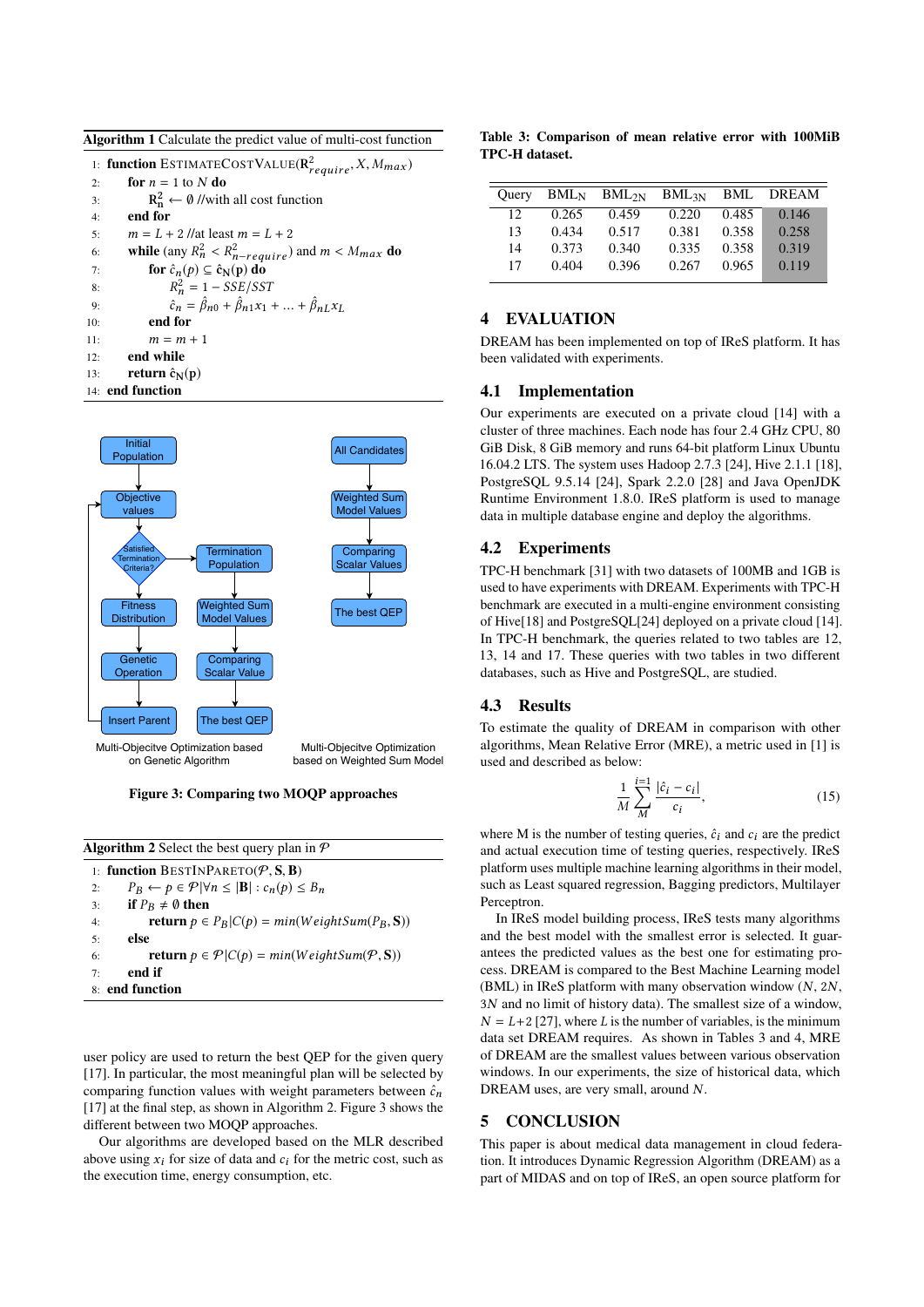**Algorithm 1** Calculate the predict value of multi-cost function

```
1:  function EstimateCostValue(R²_require, X, M_max)
2:      for n = 1 to N do
3:          R²_n ← ∅ //with all cost function
4:      end for
5:      m = L + 2 //at least m = L + 2
6:      while (any R²_n < R²_{n−require}) and m < M_max do
7:          for ĉ_n(p) ⊆ ĉ_N(p) do
8:              R²_n = 1 − SSE/SST
9:              ĉ_n = β̂_n0 + β̂_n1 x_1 + ... + β̂_nL x_L
10:         end for
11:         m = m + 1
12:     end while
13:     return ĉ_N(p)
14: end function
```

Multi-Objecitve Optimization based on Genetic Algorithm

Multi-Objecitve Optimization based on Weighted Sum Model

**Figure 3: Comparing two MOQP approaches**

**Algorithm 2** Select the best query plan in $\mathcal{P}$

```
1: function BestInPareto(P, S, B)
2:     P_B ← p ∈ P | ∀n ≤ |B| : c_n(p) ≤ B_n
3:     if P_B ≠ ∅ then
4:         return p ∈ P_B | C(p) = min(WeightSum(P_B, S))
5:     else
6:         return p ∈ P | C(p) = min(WeightSum(P, S))
7:     end if
8: end function
```

user policy are used to return the best QEP for the given query [17]. In particular, the most meaningful plan will be selected by comparing function values with weight parameters between $\hat{c}_n$ [17] at the final step, as shown in Algorithm 2. Figure 3 shows the different between two MOQP approaches.

Our algorithms are developed based on the MLR described above using $x_i$ for size of data and $c_i$ for the metric cost, such as the execution time, energy consumption, etc.

**Table 3: Comparison of mean relative error with 100MiB TPC-H dataset.**

| Query | $BML_N$ | $BML_{2N}$ | $BML_{3N}$ | BML | DREAM |
|---|---|---|---|---|---|
| 12 | 0.265 | 0.459 | 0.220 | 0.485 | 0.146 |
| 13 | 0.434 | 0.517 | 0.381 | 0.358 | 0.258 |
| 14 | 0.373 | 0.340 | 0.335 | 0.358 | 0.319 |
| 17 | 0.404 | 0.396 | 0.267 | 0.965 | 0.119 |

# 4 EVALUATION

DREAM has been implemented on top of IReS platform. It has been validated with experiments.

## 4.1 Implementation

Our experiments are executed on a private cloud [14] with a cluster of three machines. Each node has four 2.4 GHz CPU, 80 GiB Disk, 8 GiB memory and runs 64-bit platform Linux Ubuntu 16.04.2 LTS. The system uses Hadoop 2.7.3 [24], Hive 2.1.1 [18], PostgreSQL 9.5.14 [24], Spark 2.2.0 [28] and Java OpenJDK Runtime Environment 1.8.0. IReS platform is used to manage data in multiple database engine and deploy the algorithms.

## 4.2 Experiments

TPC-H benchmark [31] with two datasets of 100MB and 1GB is used to have experiments with DREAM. Experiments with TPC-H benchmark are executed in a multi-engine environment consisting of Hive[18] and PostgreSQL[24] deployed on a private cloud [14]. In TPC-H benchmark, the queries related to two tables are 12, 13, 14 and 17. These queries with two tables in two different databases, such as Hive and PostgreSQL, are studied.

## 4.3 Results

To estimate the quality of DREAM in comparison with other algorithms, Mean Relative Error (MRE), a metric used in [1] is used and described as below:

$$\frac{1}{M}\sum_{M}^{i=1}\frac{|\hat{c}_i - c_i|}{c_i}, \tag{15}$$

where M is the number of testing queries, $\hat{c}_i$ and $c_i$ are the predict and actual execution time of testing queries, respectively. IReS platform uses multiple machine learning algorithms in their model, such as Least squared regression, Bagging predictors, Multilayer Perceptron.

In IReS model building process, IReS tests many algorithms and the best model with the smallest error is selected. It guarantees the predicted values as the best one for estimating process. DREAM is compared to the Best Machine Learning model (BML) in IReS platform with many observation window ($N$, $2N$, $3N$ and no limit of history data). The smallest size of a window, $N = L+2$ [27], where $L$ is the number of variables, is the minimum data set DREAM requires. As shown in Tables 3 and 4, MRE of DREAM are the smallest values between various observation windows. In our experiments, the size of historical data, which DREAM uses, are very small, around $N$.

# 5 CONCLUSION

This paper is about medical data management in cloud federation. It introduces Dynamic Regression Algorithm (DREAM) as a part of MIDAS and on top of IReS, an open source platform for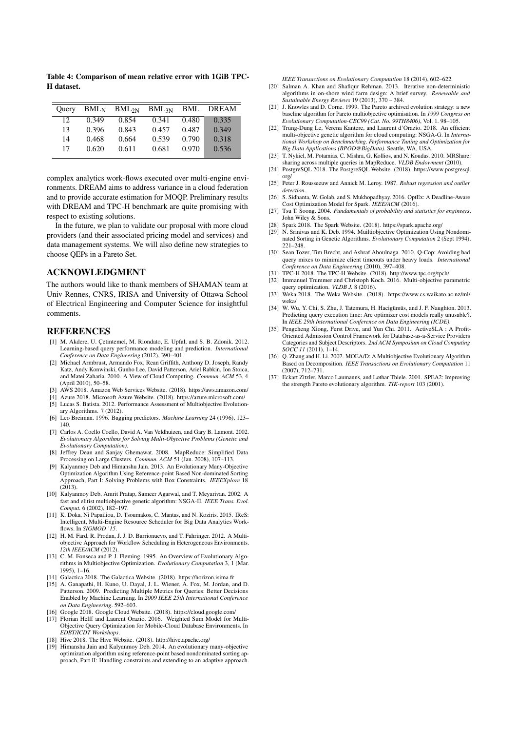**Table 4: Comparison of mean relative error with 1GiB TPC-H dataset.**

| Query | $BML_N$ | $BML_{2N}$ | $BML_{3N}$ | BML | DREAM |
|---|---|---|---|---|---|
| 12 | 0.349 | 0.854 | 0.341 | 0.480 | 0.335 |
| 13 | 0.396 | 0.843 | 0.457 | 0.487 | 0.349 |
| 14 | 0.468 | 0.664 | 0.539 | 0.790 | 0.318 |
| 17 | 0.620 | 0.611 | 0.681 | 0.970 | 0.536 |

complex analytics work-flows executed over multi-engine environments. DREAM aims to address variance in a cloud federation and to provide accurate estimation for MOQP. Preliminary results with DREAM and TPC-H benchmark are quite promising with respect to existing solutions.

In the future, we plan to validate our proposal with more cloud providers (and their associated pricing model and services) and data management systems. We will also define new strategies to choose QEPs in a Pareto Set.

## ACKNOWLEDGMENT

The authors would like to thank members of SHAMAN team at Univ Rennes, CNRS, IRISA and University of Ottawa School of Electrical Engineering and Computer Science for insightful comments.

## REFERENCES

[1] M. Akdere, U. Çetintemel, M. Riondato, E. Upfal, and S. B. Zdonik. 2012. Learning-based query performance modeling and prediction. *International Conference on Data Engineering* (2012), 390–401.

[2] Michael Armbrust, Armando Fox, Rean Griffith, Anthony D. Joseph, Randy Katz, Andy Konwinski, Gunho Lee, David Patterson, Ariel Rabkin, Ion Stoica, and Matei Zaharia. 2010. A View of Cloud Computing. *Commun. ACM* 53, 4 (April 2010), 50–58.

[3] AWS 2018. Amazon Web Services Website. (2018). https://aws.amazon.com/

[4] Azure 2018. Microsoft Azure Website. (2018). https://azure.microsoft.com/

[5] Lucas S. Batista. 2012. Performance Assessment of Multiobjective Evolutionary Algorithms. 7 (2012).

[6] Leo Breiman. 1996. Bagging predictors. *Machine Learning* 24 (1996), 123–140.

[7] Carlos A. Coello Coello, David A. Van Veldhuizen, and Gary B. Lamont. 2002. *Evolutionary Algorithms for Solving Multi-Objective Problems (Genetic and Evolutionary Computation)*.

[8] Jeffrey Dean and Sanjay Ghemawat. 2008. MapReduce: Simplified Data Processing on Large Clusters. *Commun. ACM* 51 (Jan. 2008), 107–113.

[9] Kalyanmoy Deb and Himanshu Jain. 2013. An Evolutionary Many-Objective Optimization Algorithm Using Reference-point Based Non-dominated Sorting Approach, Part I: Solving Problems with Box Constraints. *IEEEXplore* 18 (2013).

[10] Kalyanmoy Deb, Amrit Pratap, Sameer Agarwal, and T. Meyarivan. 2002. A fast and elitist multiobjective genetic algorithm: NSGA-II. *IEEE Trans. Evol. Comput.* 6 (2002), 182–197.

[11] K. Doka, Ni Papailiou, D. Tsoumakos, C. Mantas, and N. Koziris. 2015. IReS: Intelligent, Multi-Engine Resource Scheduler for Big Data Analytics Workflows. In *SIGMOD '15*.

[12] H. M. Fard, R. Prodan, J. J. D. Barrionuevo, and T. Fahringer. 2012. A Multi-objective Approach for Workflow Scheduling in Heterogeneous Environments. *12th IEEE/ACM* (2012).

[13] C. M. Fonseca and P. J. Fleming. 1995. An Overview of Evolutionary Algorithms in Multiobjective Optimization. *Evolutionary Computation* 3, 1 (Mar. 1995), 1–16.

[14] Galactica 2018. The Galactica Website. (2018). https://horizon.isima.fr

[15] A. Ganapathi, H. Kuno, U. Dayal, J. L. Wiener, A. Fox, M. Jordan, and D. Patterson. 2009. Predicting Multiple Metrics for Queries: Better Decisions Enabled by Machine Learning. In *2009 IEEE 25th International Conference on Data Engineering*. 592–603.

[16] Google 2018. Google Cloud Website. (2018). https://cloud.google.com/

[17] Florian Helff and Laurent Orazio. 2016. Weighted Sum Model for Multi-Objective Query Optimization for Mobile-Cloud Database Environments. In *EDBT/ICDT Workshops*.

[18] Hive 2018. The Hive Website. (2018). http://hive.apache.org/

[19] Himanshu Jain and Kalyanmoy Deb. 2014. An evolutionary many-objective optimization algorithm using reference-point based nondominated sorting approach, Part II: Handling constraints and extending to an adaptive approach. *IEEE Transactions on Evolutionary Computation* 18 (2014), 602–622.

[20] Salman A. Khan and Shafiqur Rehman. 2013. Iterative non-deterministic algorithms in on-shore wind farm design: A brief survey. *Renewable and Sustainable Energy Reviews* 19 (2013), 370 – 384.

[21] J. Knowles and D. Corne. 1999. The Pareto archived evolution strategy: a new baseline algorithm for Pareto multiobjective optimisation. In *1999 Congress on Evolutionary Computation-CEC99 (Cat. No. 99TH8406)*, Vol. 1. 98–105.

[22] Trung-Dung Le, Verena Kantere, and Laurent d'Orazio. 2018. An efficient multi-objective genetic algorithm for cloud computing: NSGA-G. In *International Workshop on Benchmarking, Performance Tuning and Optimization for Big Data Applications (BPOD@BigData)*. Seattle, WA, USA.

[23] T. Nykiel, M. Potamias, C. Mishra, G. Kollios, and N. Koudas. 2010. MRShare: sharing across multiple queries in MapReduce. *VLDB Endowment* (2010).

[24] PostgreSQL 2018. The PostgreSQL Website. (2018). https://www.postgresql.org/

[25] Peter J. Rousseeuw and Annick M. Leroy. 1987. *Robust regression and outlier detection*.

[26] S. Sidhanta, W. Golab, and S. Mukhopadhyay. 2016. OptEx: A Deadline-Aware Cost Optimization Model for Spark. *IEEE/ACM* (2016).

[27] Tsu T. Soong. 2004. *Fundamentals of probability and statistics for engineers*. John Wiley & Sons.

[28] Spark 2018. The Spark Website. (2018). https://spark.apache.org/

[29] N. Srinivas and K. Deb. 1994. Muiltiobjective Optimization Using Nondominated Sorting in Genetic Algorithms. *Evolutionary Computation* 2 (Sept 1994), 221–248.

[30] Sean Tozer, Tim Brecht, and Ashraf Aboulnaga. 2010. Q-Cop: Avoiding bad query mixes to minimize client timeouts under heavy loads. *International Conference on Data Engineering* (2010), 397–408.

[31] TPC-H 2018. The TPC-H Website. (2018). http://www.tpc.org/tpch/

[32] Immanuel Trummer and Christoph Koch. 2016. Multi-objective parametric query optimization. *VLDB J.* 8 (2016).

[33] Weka 2018. The Weka Website. (2018). https://www.cs.waikato.ac.nz/ml/weka/

[34] W. Wu, Y. Chi, S. Zhu, J. Tatemura, H. Hacigümüs, and J. F. Naughton. 2013. Predicting query execution time: Are optimizer cost models really unusable?. In *IEEE 29th International Conference on Data Engineering (ICDE)*.

[35] Pengcheng Xiong, Ferst Drive, and Yun Chi. 2011. ActiveSLA : A Profit-Oriented Admission Control Framework for Database-as-a-Service Providers Categories and Subject Descriptors. *2nd ACM Symposium on Cloud Computing SOCC 11* (2011), 1–14.

[36] Q. Zhang and H. Li. 2007. MOEA/D: A Multiobjective Evolutionary Algorithm Based on Decomposition. *IEEE Transactions on Evolutionary Computation* 11 (2007), 712–731.

[37] Eckart Zitzler, Marco Laumanns, and Lothar Thiele. 2001. SPEA2: Improving the strength Pareto evolutionary algorithm. *TIK-report* 103 (2001).